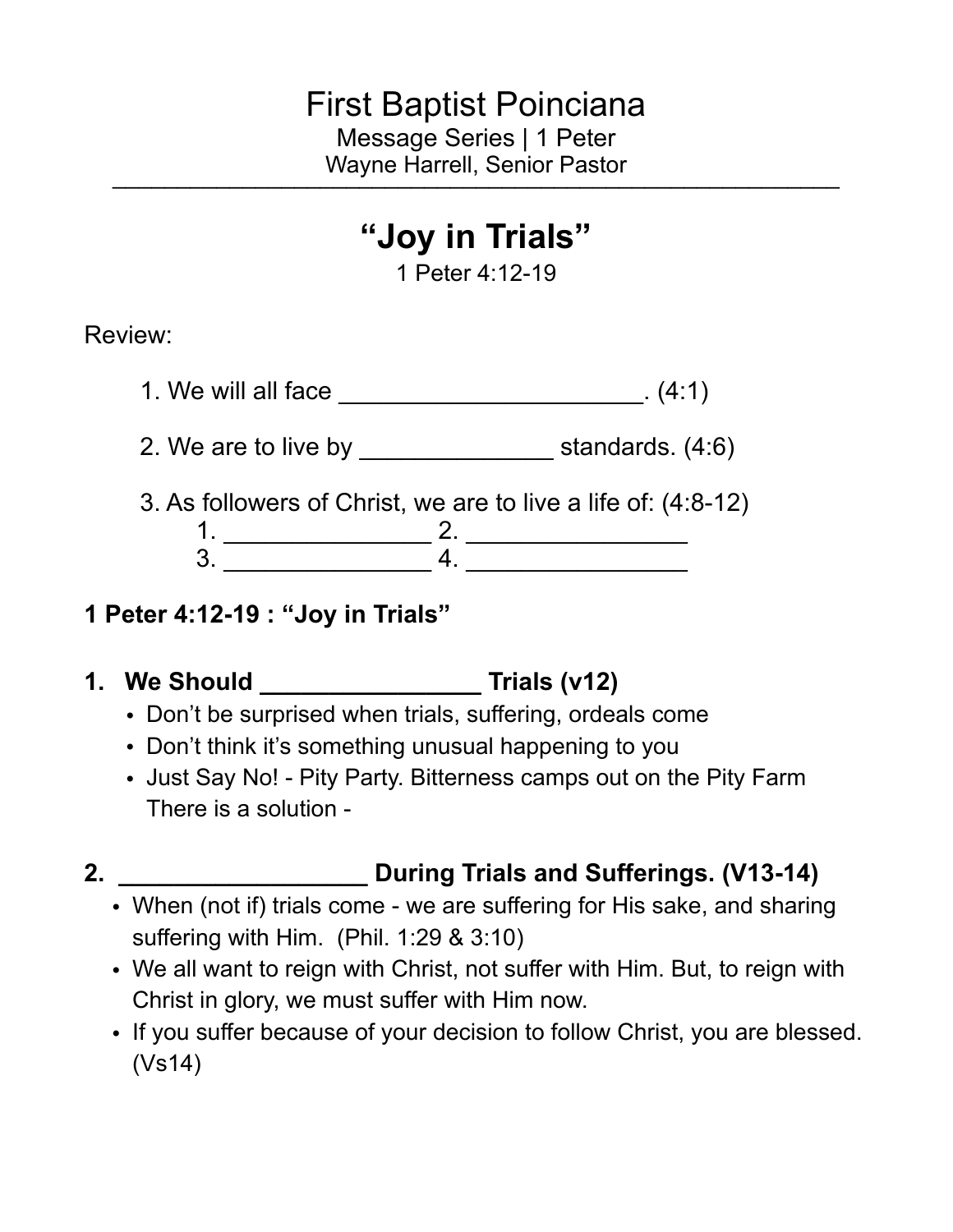# First Baptist Poinciana

Message Series | 1 Peter

Wayne Harrell, Senior Pastor

---

## "Joy in Trials"

1 Peter 4:12-19

Review:

1. We will all face ______________________. (4:1)

2. We are to live by ______________ standards. (4:6)

3. As followers of Christ, we are to live a life of: (4:8-12)
   1. _______________ 2. ________________
   3. _______________ 4. ________________

### 1 Peter 4:12-19 : "Joy in Trials"

**1. We Should ________________ Trials (v12)**

- Don't be surprised when trials, suffering, ordeals come
- Don't think it's something unusual happening to you
- Just Say No! - Pity Party. Bitterness camps out on the Pity Farm
  There is a solution -

**2. __________________ During Trials and Sufferings. (V13-14)**

- When (not if) trials come - we are suffering for His sake, and sharing suffering with Him. (Phil. 1:29 & 3:10)
- We all want to reign with Christ, not suffer with Him. But, to reign with Christ in glory, we must suffer with Him now.
- If you suffer because of your decision to follow Christ, you are blessed. (Vs14)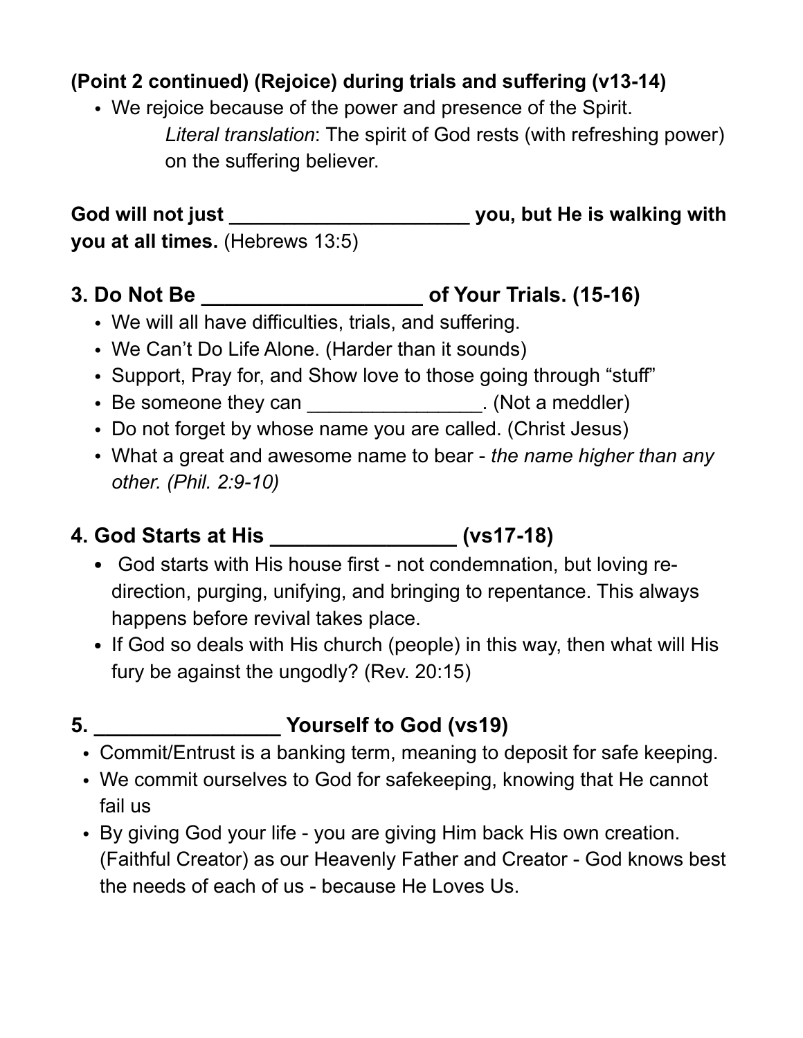**(Point 2 continued) (Rejoice) during trials and suffering (v13-14)**

- We rejoice because of the power and presence of the Spirit.

  *Literal translation*: The spirit of God rests (with refreshing power) on the suffering believer.

**God will not just ______________________ you, but He is walking with you at all times.** (Hebrews 13:5)

### 3. Do Not Be ___________________ of Your Trials. (15-16)

- We will all have difficulties, trials, and suffering.
- We Can't Do Life Alone. (Harder than it sounds)
- Support, Pray for, and Show love to those going through "stuff"
- Be someone they can ________________. (Not a meddler)
- Do not forget by whose name you are called. (Christ Jesus)
- What a great and awesome name to bear - *the name higher than any other. (Phil. 2:9-10)*

### 4. God Starts at His ________________ (vs17-18)

- God starts with His house first - not condemnation, but loving re-direction, purging, unifying, and bringing to repentance. This always happens before revival takes place.
- If God so deals with His church (people) in this way, then what will His fury be against the ungodly? (Rev. 20:15)

### 5. ________________ Yourself to God (vs19)

- Commit/Entrust is a banking term, meaning to deposit for safe keeping.
- We commit ourselves to God for safekeeping, knowing that He cannot fail us
- By giving God your life - you are giving Him back His own creation. (Faithful Creator) as our Heavenly Father and Creator - God knows best the needs of each of us - because He Loves Us.